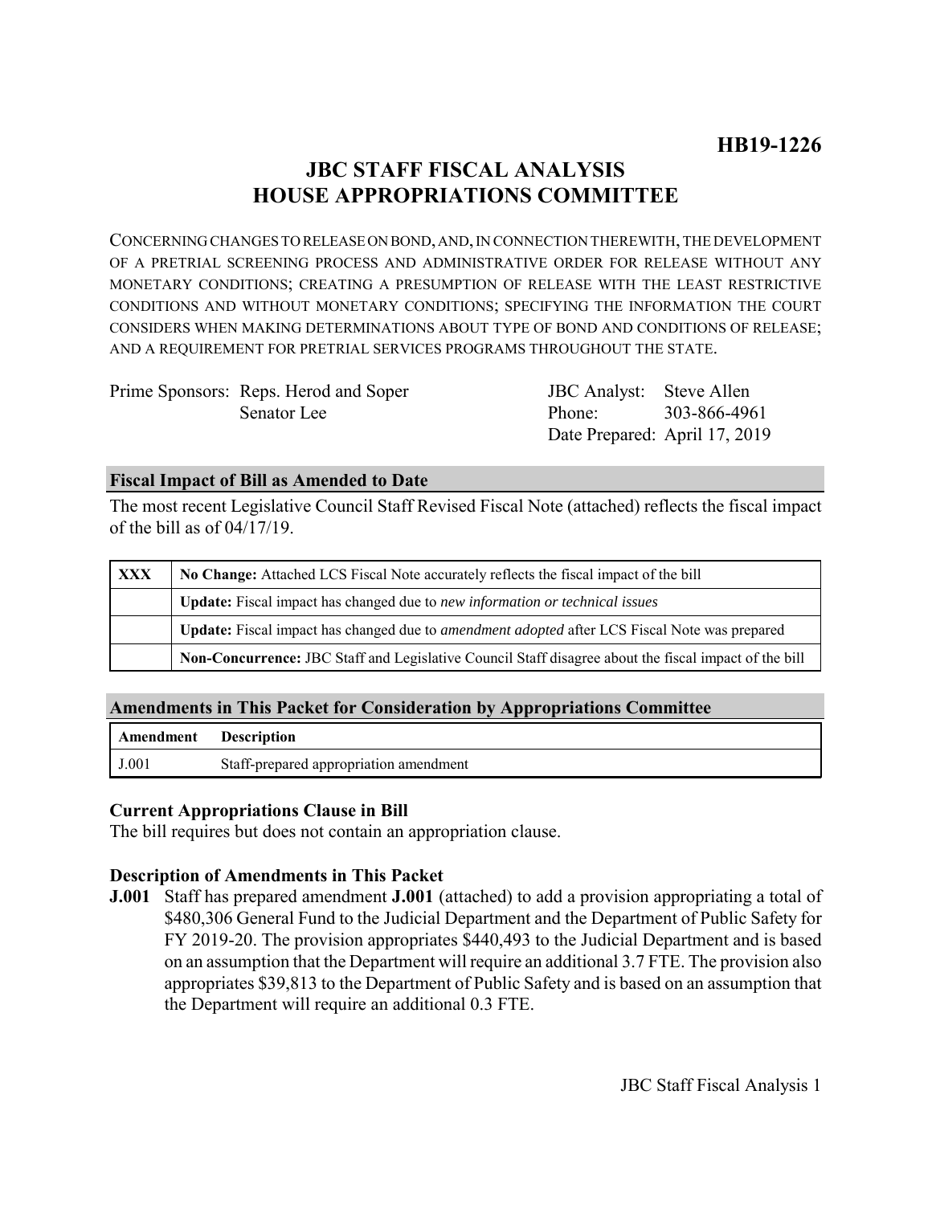**HB19-1226**

# JBC STAFF FISCAL ANALYSIS HOUSE APPROPRIATIONS COMMITTEE

CONCERNING CHANGES TO RELEASE ON BOND, AND, IN CONNECTION THEREWITH, THE DEVELOPMENT OF A PRETRIAL SCREENING PROCESS AND ADMINISTRATIVE ORDER FOR RELEASE WITHOUT ANY MONETARY CONDITIONS; CREATING A PRESUMPTION OF RELEASE WITH THE LEAST RESTRICTIVE CONDITIONS AND WITHOUT MONETARY CONDITIONS; SPECIFYING THE INFORMATION THE COURT CONSIDERS WHEN MAKING DETERMINATIONS ABOUT TYPE OF BOND AND CONDITIONS OF RELEASE; AND A REQUIREMENT FOR PRETRIAL SERVICES PROGRAMS THROUGHOUT THE STATE.

| | | | |
|---|---|---|---|
| Prime Sponsors: | Reps. Herod and Soper | JBC Analyst: | Steve Allen |
| | Senator Lee | Phone: | 303-866-4961 |
| | | Date Prepared: | April 17, 2019 |

## Fiscal Impact of Bill as Amended to Date

The most recent Legislative Council Staff Revised Fiscal Note (attached) reflects the fiscal impact of the bill as of 04/17/19.

| | |
|---|---|
| **XXX** | **No Change:** Attached LCS Fiscal Note accurately reflects the fiscal impact of the bill |
| | **Update:** Fiscal impact has changed due to *new information or technical issues* |
| | **Update:** Fiscal impact has changed due to *amendment adopted* after LCS Fiscal Note was prepared |
| | **Non-Concurrence:** JBC Staff and Legislative Council Staff disagree about the fiscal impact of the bill |

## Amendments in This Packet for Consideration by Appropriations Committee

| Amendment | Description |
|---|---|
| J.001 | Staff-prepared appropriation amendment |

### Current Appropriations Clause in Bill

The bill requires but does not contain an appropriation clause.

### Description of Amendments in This Packet

**J.001** Staff has prepared amendment **J.001** (attached) to add a provision appropriating a total of $480,306 General Fund to the Judicial Department and the Department of Public Safety for FY 2019-20. The provision appropriates $440,493 to the Judicial Department and is based on an assumption that the Department will require an additional 3.7 FTE. The provision also appropriates $39,813 to the Department of Public Safety and is based on an assumption that the Department will require an additional 0.3 FTE.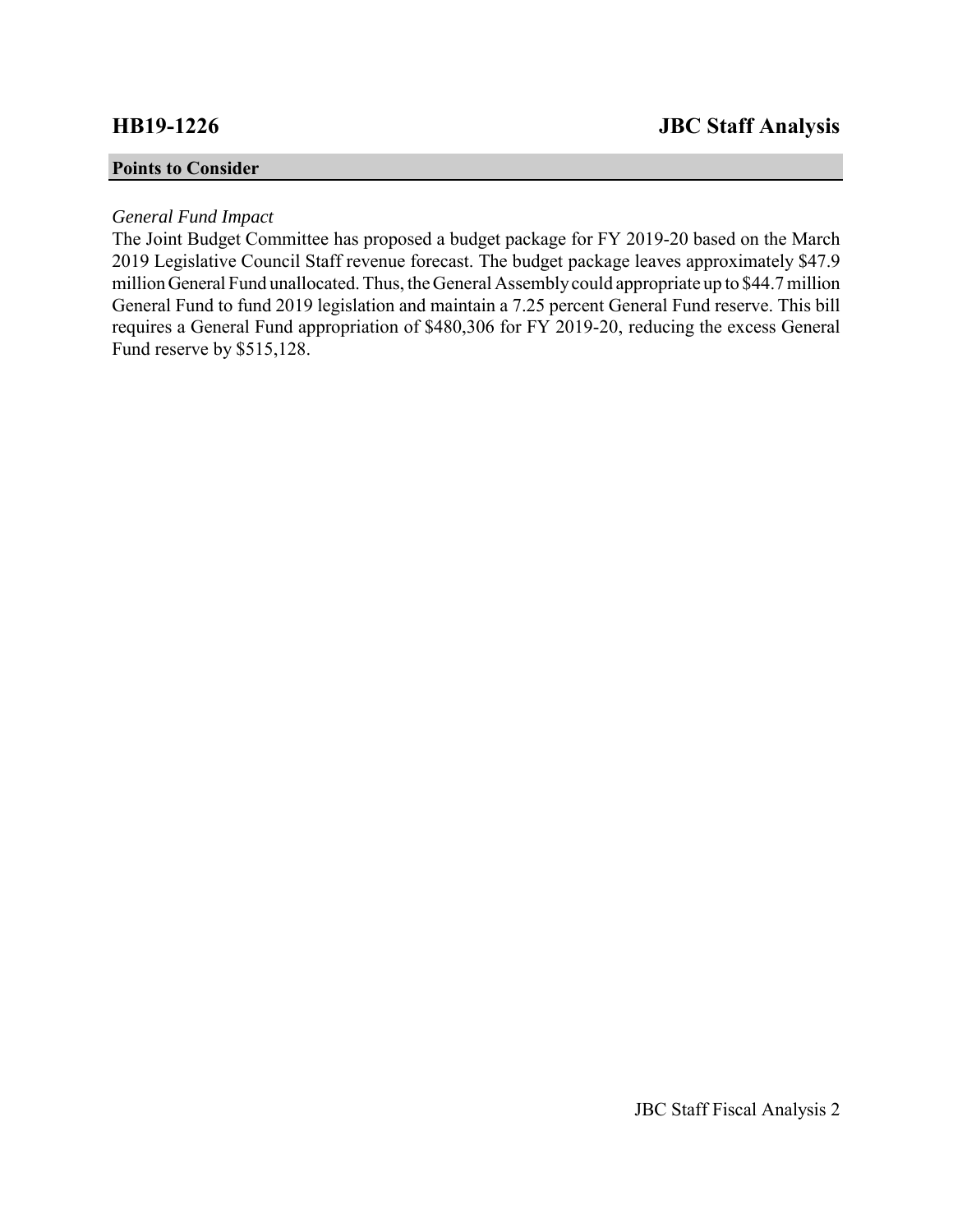## Points to Consider

*General Fund Impact*

The Joint Budget Committee has proposed a budget package for FY 2019-20 based on the March 2019 Legislative Council Staff revenue forecast. The budget package leaves approximately $47.9 million General Fund unallocated. Thus, the General Assembly could appropriate up to $44.7 million General Fund to fund 2019 legislation and maintain a 7.25 percent General Fund reserve. This bill requires a General Fund appropriation of $480,306 for FY 2019-20, reducing the excess General Fund reserve by $515,128.